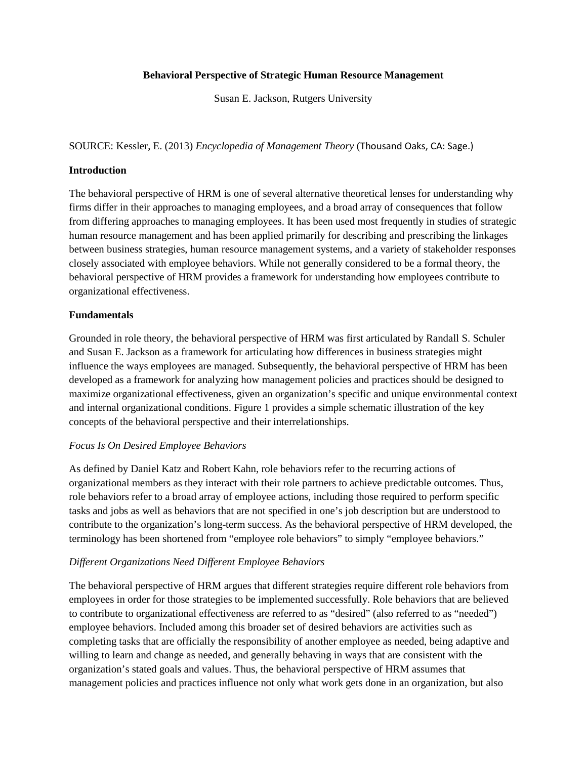# Behavioral Perspective of Strategic Human Resource Management

Susan E. Jackson, Rutgers University

SOURCE: Kessler, E. (2013) *Encyclopedia of Management Theory* (Thousand Oaks, CA: Sage.)

## Introduction

The behavioral perspective of HRM is one of several alternative theoretical lenses for understanding why firms differ in their approaches to managing employees, and a broad array of consequences that follow from differing approaches to managing employees. It has been used most frequently in studies of strategic human resource management and has been applied primarily for describing and prescribing the linkages between business strategies, human resource management systems, and a variety of stakeholder responses closely associated with employee behaviors. While not generally considered to be a formal theory, the behavioral perspective of HRM provides a framework for understanding how employees contribute to organizational effectiveness.

## Fundamentals

Grounded in role theory, the behavioral perspective of HRM was first articulated by Randall S. Schuler and Susan E. Jackson as a framework for articulating how differences in business strategies might influence the ways employees are managed. Subsequently, the behavioral perspective of HRM has been developed as a framework for analyzing how management policies and practices should be designed to maximize organizational effectiveness, given an organization's specific and unique environmental context and internal organizational conditions. Figure 1 provides a simple schematic illustration of the key concepts of the behavioral perspective and their interrelationships.

### *Focus Is On Desired Employee Behaviors*

As defined by Daniel Katz and Robert Kahn, role behaviors refer to the recurring actions of organizational members as they interact with their role partners to achieve predictable outcomes. Thus, role behaviors refer to a broad array of employee actions, including those required to perform specific tasks and jobs as well as behaviors that are not specified in one's job description but are understood to contribute to the organization's long-term success. As the behavioral perspective of HRM developed, the terminology has been shortened from "employee role behaviors" to simply "employee behaviors."

### *Different Organizations Need Different Employee Behaviors*

The behavioral perspective of HRM argues that different strategies require different role behaviors from employees in order for those strategies to be implemented successfully. Role behaviors that are believed to contribute to organizational effectiveness are referred to as "desired" (also referred to as "needed") employee behaviors. Included among this broader set of desired behaviors are activities such as completing tasks that are officially the responsibility of another employee as needed, being adaptive and willing to learn and change as needed, and generally behaving in ways that are consistent with the organization's stated goals and values. Thus, the behavioral perspective of HRM assumes that management policies and practices influence not only what work gets done in an organization, but also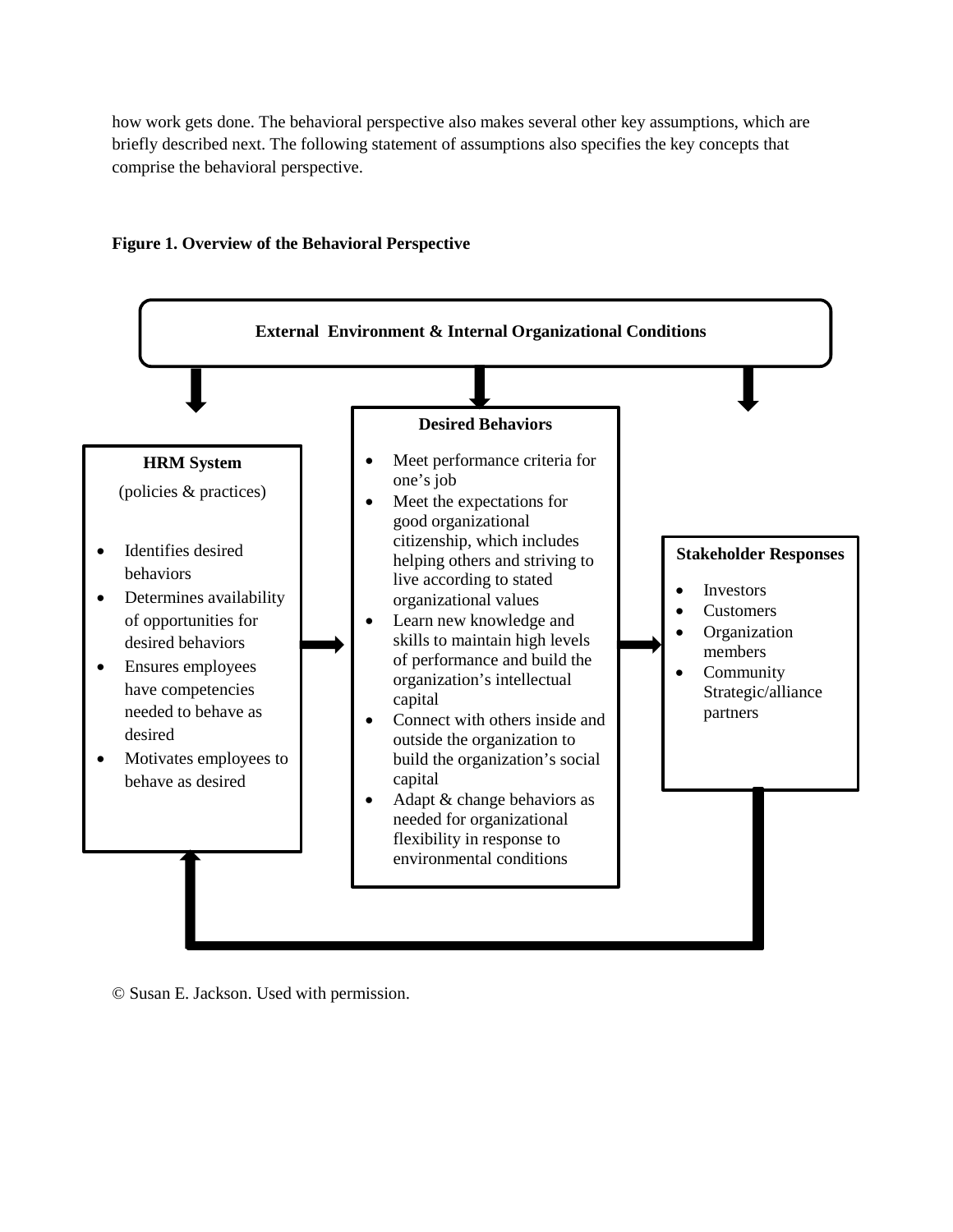how work gets done. The behavioral perspective also makes several other key assumptions, which are briefly described next. The following statement of assumptions also specifies the key concepts that comprise the behavioral perspective.

**Figure 1. Overview of the Behavioral Perspective**

**External Environment & Internal Organizational Conditions**

**HRM System**

(policies & practices)

- Identifies desired behaviors
- Determines availability of opportunities for desired behaviors
- Ensures employees have competencies needed to behave as desired
- Motivates employees to behave as desired

**Desired Behaviors**

- Meet performance criteria for one's job
- Meet the expectations for good organizational citizenship, which includes helping others and striving to live according to stated organizational values
- Learn new knowledge and skills to maintain high levels of performance and build the organization's intellectual capital
- Connect with others inside and outside the organization to build the organization's social capital
- Adapt & change behaviors as needed for organizational flexibility in response to environmental conditions

**Stakeholder Responses**

- Investors
- Customers
- Organization members
- Community Strategic/alliance partners

© Susan E. Jackson. Used with permission.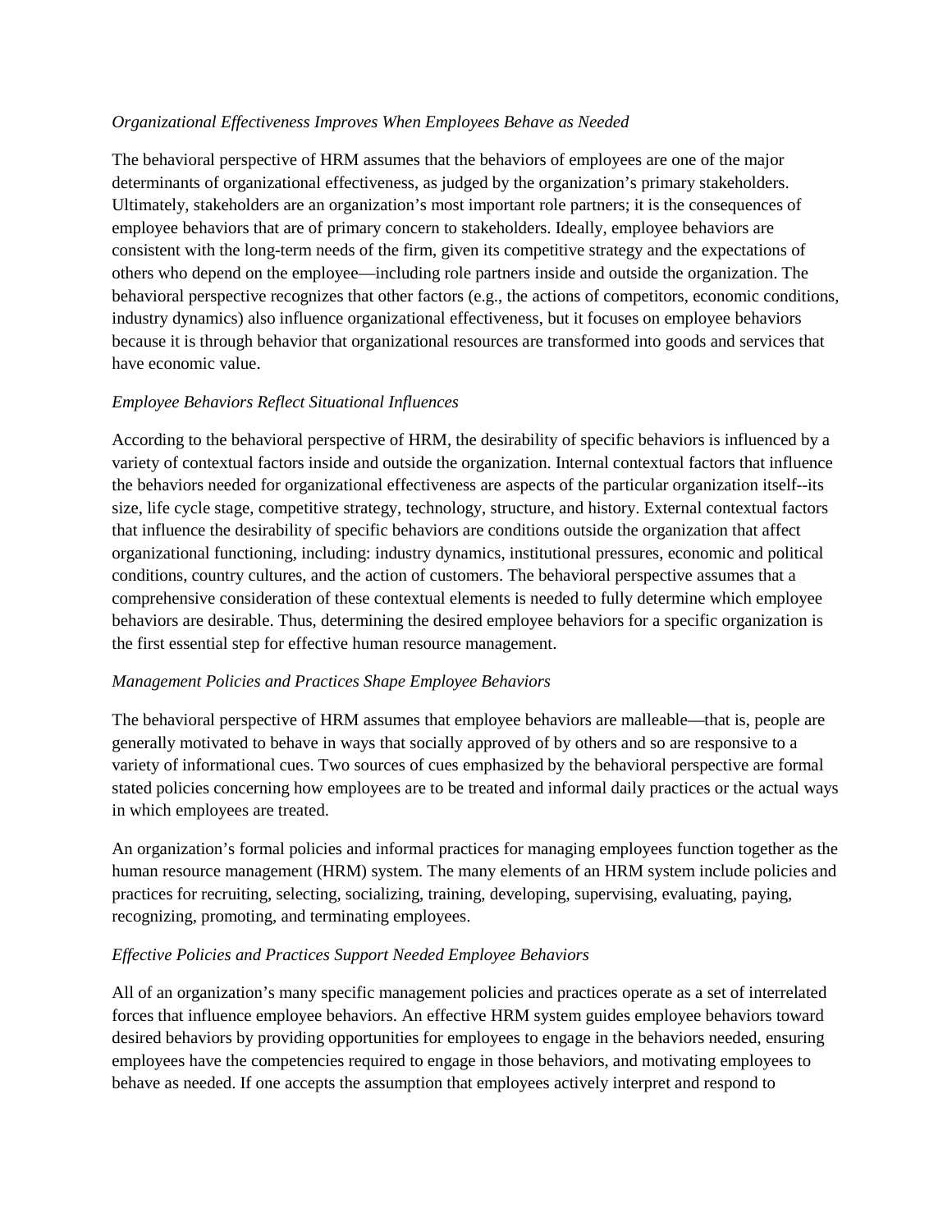*Organizational Effectiveness Improves When Employees Behave as Needed*

The behavioral perspective of HRM assumes that the behaviors of employees are one of the major determinants of organizational effectiveness, as judged by the organization's primary stakeholders. Ultimately, stakeholders are an organization's most important role partners; it is the consequences of employee behaviors that are of primary concern to stakeholders. Ideally, employee behaviors are consistent with the long-term needs of the firm, given its competitive strategy and the expectations of others who depend on the employee—including role partners inside and outside the organization. The behavioral perspective recognizes that other factors (e.g., the actions of competitors, economic conditions, industry dynamics) also influence organizational effectiveness, but it focuses on employee behaviors because it is through behavior that organizational resources are transformed into goods and services that have economic value.

*Employee Behaviors Reflect Situational Influences*

According to the behavioral perspective of HRM, the desirability of specific behaviors is influenced by a variety of contextual factors inside and outside the organization. Internal contextual factors that influence the behaviors needed for organizational effectiveness are aspects of the particular organization itself--its size, life cycle stage, competitive strategy, technology, structure, and history. External contextual factors that influence the desirability of specific behaviors are conditions outside the organization that affect organizational functioning, including: industry dynamics, institutional pressures, economic and political conditions, country cultures, and the action of customers. The behavioral perspective assumes that a comprehensive consideration of these contextual elements is needed to fully determine which employee behaviors are desirable. Thus, determining the desired employee behaviors for a specific organization is the first essential step for effective human resource management.

*Management Policies and Practices Shape Employee Behaviors*

The behavioral perspective of HRM assumes that employee behaviors are malleable—that is, people are generally motivated to behave in ways that socially approved of by others and so are responsive to a variety of informational cues. Two sources of cues emphasized by the behavioral perspective are formal stated policies concerning how employees are to be treated and informal daily practices or the actual ways in which employees are treated.

An organization's formal policies and informal practices for managing employees function together as the human resource management (HRM) system. The many elements of an HRM system include policies and practices for recruiting, selecting, socializing, training, developing, supervising, evaluating, paying, recognizing, promoting, and terminating employees.

*Effective Policies and Practices Support Needed Employee Behaviors*

All of an organization's many specific management policies and practices operate as a set of interrelated forces that influence employee behaviors. An effective HRM system guides employee behaviors toward desired behaviors by providing opportunities for employees to engage in the behaviors needed, ensuring employees have the competencies required to engage in those behaviors, and motivating employees to behave as needed. If one accepts the assumption that employees actively interpret and respond to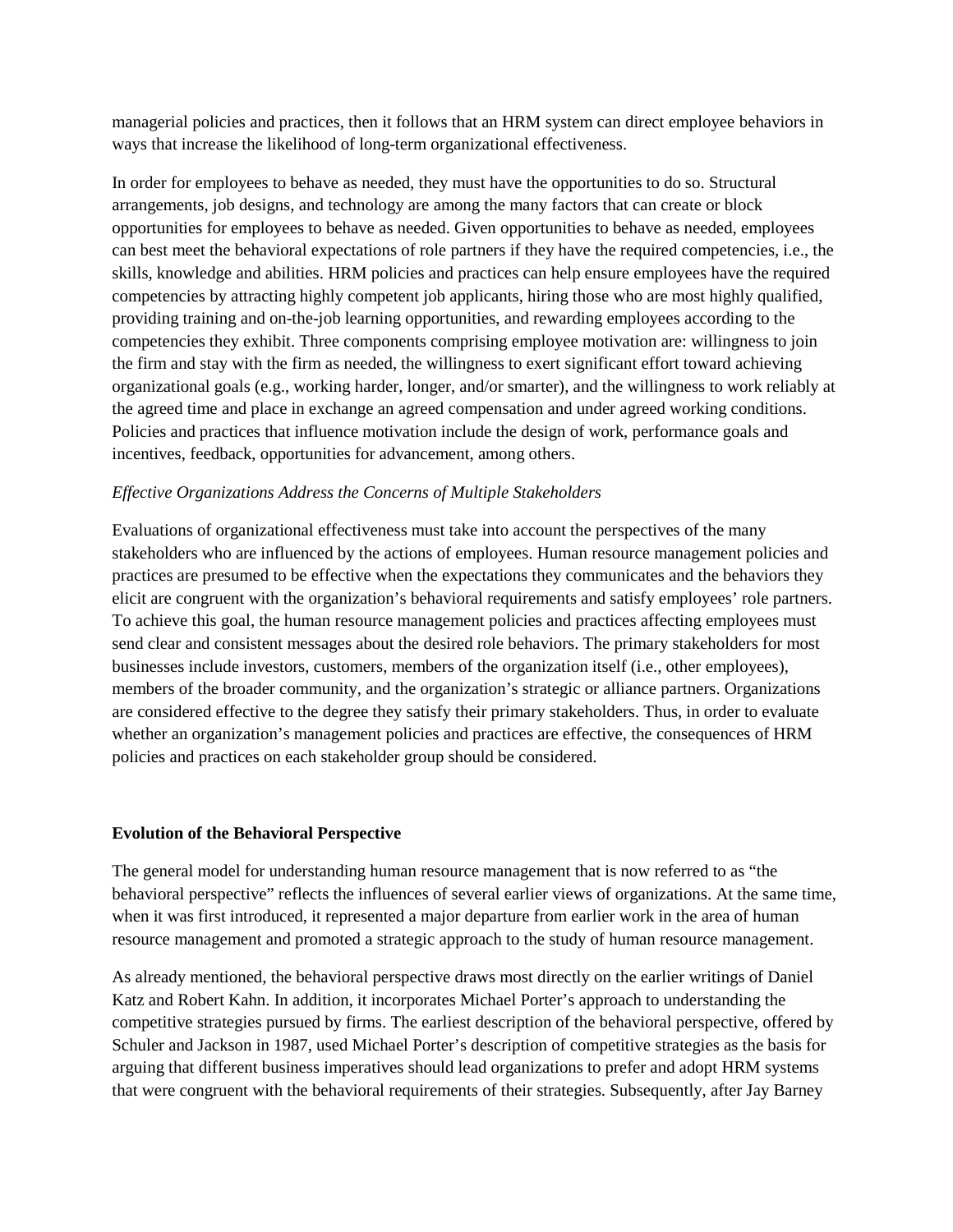managerial policies and practices, then it follows that an HRM system can direct employee behaviors in ways that increase the likelihood of long-term organizational effectiveness.

In order for employees to behave as needed, they must have the opportunities to do so. Structural arrangements, job designs, and technology are among the many factors that can create or block opportunities for employees to behave as needed. Given opportunities to behave as needed, employees can best meet the behavioral expectations of role partners if they have the required competencies, i.e., the skills, knowledge and abilities. HRM policies and practices can help ensure employees have the required competencies by attracting highly competent job applicants, hiring those who are most highly qualified, providing training and on-the-job learning opportunities, and rewarding employees according to the competencies they exhibit. Three components comprising employee motivation are: willingness to join the firm and stay with the firm as needed, the willingness to exert significant effort toward achieving organizational goals (e.g., working harder, longer, and/or smarter), and the willingness to work reliably at the agreed time and place in exchange an agreed compensation and under agreed working conditions. Policies and practices that influence motivation include the design of work, performance goals and incentives, feedback, opportunities for advancement, among others.

*Effective Organizations Address the Concerns of Multiple Stakeholders*

Evaluations of organizational effectiveness must take into account the perspectives of the many stakeholders who are influenced by the actions of employees. Human resource management policies and practices are presumed to be effective when the expectations they communicates and the behaviors they elicit are congruent with the organization's behavioral requirements and satisfy employees' role partners. To achieve this goal, the human resource management policies and practices affecting employees must send clear and consistent messages about the desired role behaviors. The primary stakeholders for most businesses include investors, customers, members of the organization itself (i.e., other employees), members of the broader community, and the organization's strategic or alliance partners. Organizations are considered effective to the degree they satisfy their primary stakeholders. Thus, in order to evaluate whether an organization's management policies and practices are effective, the consequences of HRM policies and practices on each stakeholder group should be considered.

## Evolution of the Behavioral Perspective

The general model for understanding human resource management that is now referred to as "the behavioral perspective" reflects the influences of several earlier views of organizations. At the same time, when it was first introduced, it represented a major departure from earlier work in the area of human resource management and promoted a strategic approach to the study of human resource management.

As already mentioned, the behavioral perspective draws most directly on the earlier writings of Daniel Katz and Robert Kahn. In addition, it incorporates Michael Porter's approach to understanding the competitive strategies pursued by firms. The earliest description of the behavioral perspective, offered by Schuler and Jackson in 1987, used Michael Porter's description of competitive strategies as the basis for arguing that different business imperatives should lead organizations to prefer and adopt HRM systems that were congruent with the behavioral requirements of their strategies. Subsequently, after Jay Barney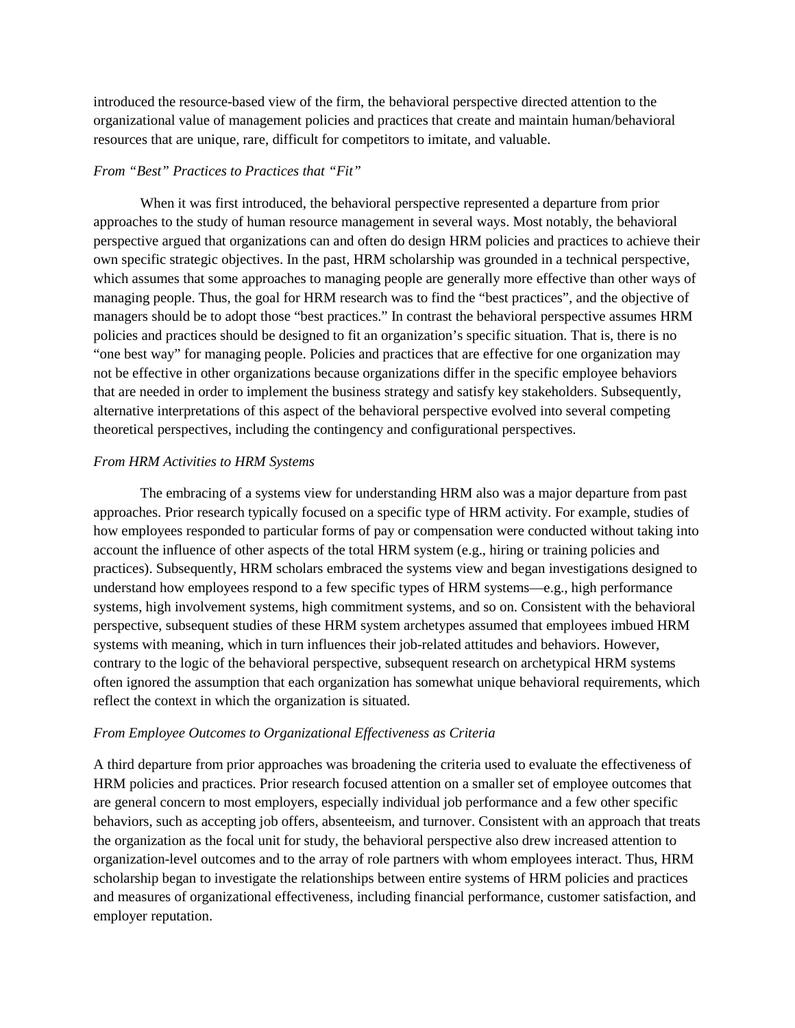introduced the resource-based view of the firm, the behavioral perspective directed attention to the organizational value of management policies and practices that create and maintain human/behavioral resources that are unique, rare, difficult for competitors to imitate, and valuable.

*From "Best" Practices to Practices that "Fit"*

When it was first introduced, the behavioral perspective represented a departure from prior approaches to the study of human resource management in several ways. Most notably, the behavioral perspective argued that organizations can and often do design HRM policies and practices to achieve their own specific strategic objectives. In the past, HRM scholarship was grounded in a technical perspective, which assumes that some approaches to managing people are generally more effective than other ways of managing people. Thus, the goal for HRM research was to find the "best practices", and the objective of managers should be to adopt those "best practices." In contrast the behavioral perspective assumes HRM policies and practices should be designed to fit an organization's specific situation. That is, there is no "one best way" for managing people. Policies and practices that are effective for one organization may not be effective in other organizations because organizations differ in the specific employee behaviors that are needed in order to implement the business strategy and satisfy key stakeholders. Subsequently, alternative interpretations of this aspect of the behavioral perspective evolved into several competing theoretical perspectives, including the contingency and configurational perspectives.

*From HRM Activities to HRM Systems*

The embracing of a systems view for understanding HRM also was a major departure from past approaches. Prior research typically focused on a specific type of HRM activity. For example, studies of how employees responded to particular forms of pay or compensation were conducted without taking into account the influence of other aspects of the total HRM system (e.g., hiring or training policies and practices). Subsequently, HRM scholars embraced the systems view and began investigations designed to understand how employees respond to a few specific types of HRM systems—e.g., high performance systems, high involvement systems, high commitment systems, and so on. Consistent with the behavioral perspective, subsequent studies of these HRM system archetypes assumed that employees imbued HRM systems with meaning, which in turn influences their job-related attitudes and behaviors. However, contrary to the logic of the behavioral perspective, subsequent research on archetypical HRM systems often ignored the assumption that each organization has somewhat unique behavioral requirements, which reflect the context in which the organization is situated.

*From Employee Outcomes to Organizational Effectiveness as Criteria*

A third departure from prior approaches was broadening the criteria used to evaluate the effectiveness of HRM policies and practices. Prior research focused attention on a smaller set of employee outcomes that are general concern to most employers, especially individual job performance and a few other specific behaviors, such as accepting job offers, absenteeism, and turnover. Consistent with an approach that treats the organization as the focal unit for study, the behavioral perspective also drew increased attention to organization-level outcomes and to the array of role partners with whom employees interact. Thus, HRM scholarship began to investigate the relationships between entire systems of HRM policies and practices and measures of organizational effectiveness, including financial performance, customer satisfaction, and employer reputation.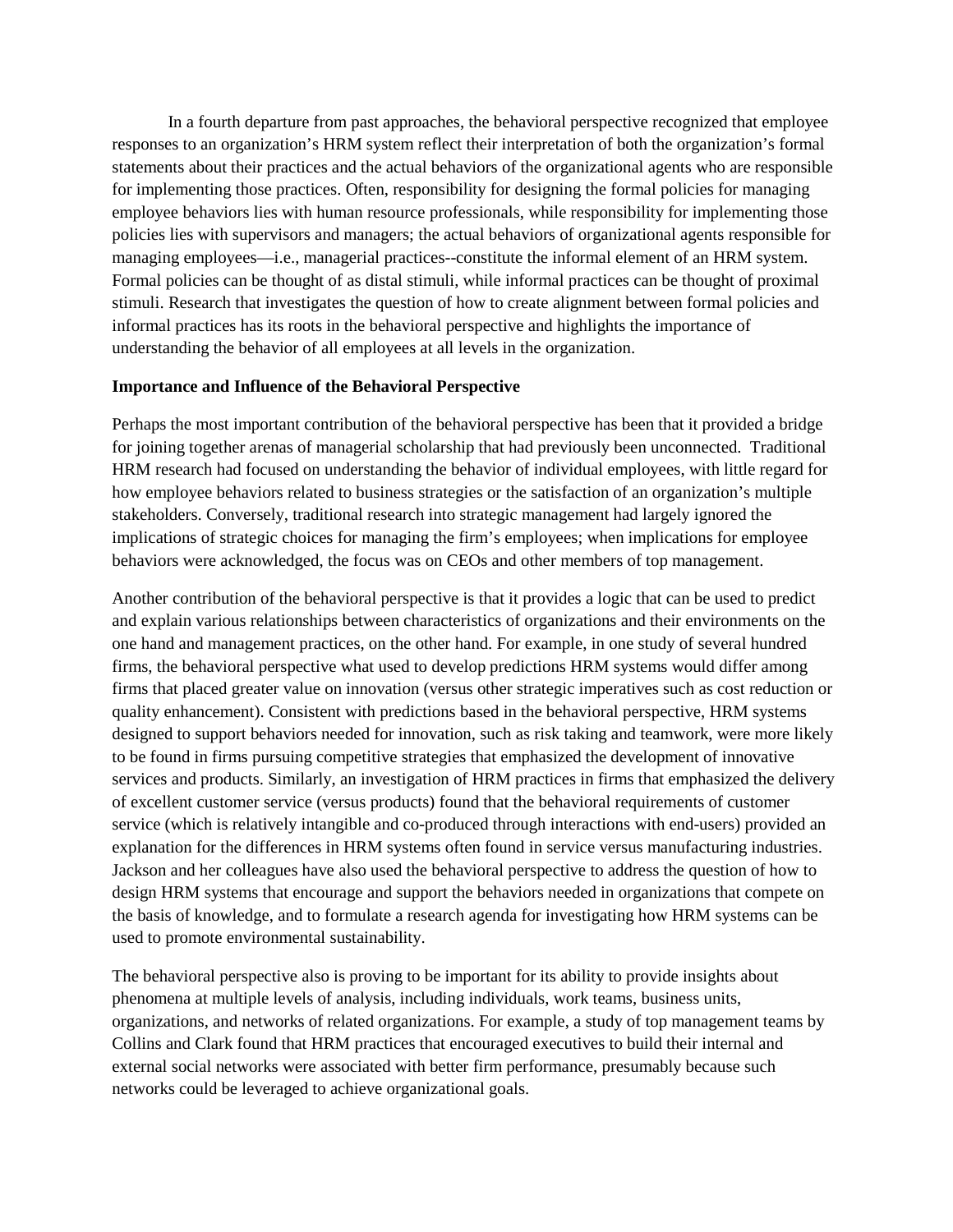In a fourth departure from past approaches, the behavioral perspective recognized that employee responses to an organization's HRM system reflect their interpretation of both the organization's formal statements about their practices and the actual behaviors of the organizational agents who are responsible for implementing those practices. Often, responsibility for designing the formal policies for managing employee behaviors lies with human resource professionals, while responsibility for implementing those policies lies with supervisors and managers; the actual behaviors of organizational agents responsible for managing employees—i.e., managerial practices--constitute the informal element of an HRM system. Formal policies can be thought of as distal stimuli, while informal practices can be thought of proximal stimuli. Research that investigates the question of how to create alignment between formal policies and informal practices has its roots in the behavioral perspective and highlights the importance of understanding the behavior of all employees at all levels in the organization.

**Importance and Influence of the Behavioral Perspective**

Perhaps the most important contribution of the behavioral perspective has been that it provided a bridge for joining together arenas of managerial scholarship that had previously been unconnected. Traditional HRM research had focused on understanding the behavior of individual employees, with little regard for how employee behaviors related to business strategies or the satisfaction of an organization's multiple stakeholders. Conversely, traditional research into strategic management had largely ignored the implications of strategic choices for managing the firm's employees; when implications for employee behaviors were acknowledged, the focus was on CEOs and other members of top management.

Another contribution of the behavioral perspective is that it provides a logic that can be used to predict and explain various relationships between characteristics of organizations and their environments on the one hand and management practices, on the other hand. For example, in one study of several hundred firms, the behavioral perspective what used to develop predictions HRM systems would differ among firms that placed greater value on innovation (versus other strategic imperatives such as cost reduction or quality enhancement). Consistent with predictions based in the behavioral perspective, HRM systems designed to support behaviors needed for innovation, such as risk taking and teamwork, were more likely to be found in firms pursuing competitive strategies that emphasized the development of innovative services and products. Similarly, an investigation of HRM practices in firms that emphasized the delivery of excellent customer service (versus products) found that the behavioral requirements of customer service (which is relatively intangible and co-produced through interactions with end-users) provided an explanation for the differences in HRM systems often found in service versus manufacturing industries. Jackson and her colleagues have also used the behavioral perspective to address the question of how to design HRM systems that encourage and support the behaviors needed in organizations that compete on the basis of knowledge, and to formulate a research agenda for investigating how HRM systems can be used to promote environmental sustainability.

The behavioral perspective also is proving to be important for its ability to provide insights about phenomena at multiple levels of analysis, including individuals, work teams, business units, organizations, and networks of related organizations. For example, a study of top management teams by Collins and Clark found that HRM practices that encouraged executives to build their internal and external social networks were associated with better firm performance, presumably because such networks could be leveraged to achieve organizational goals.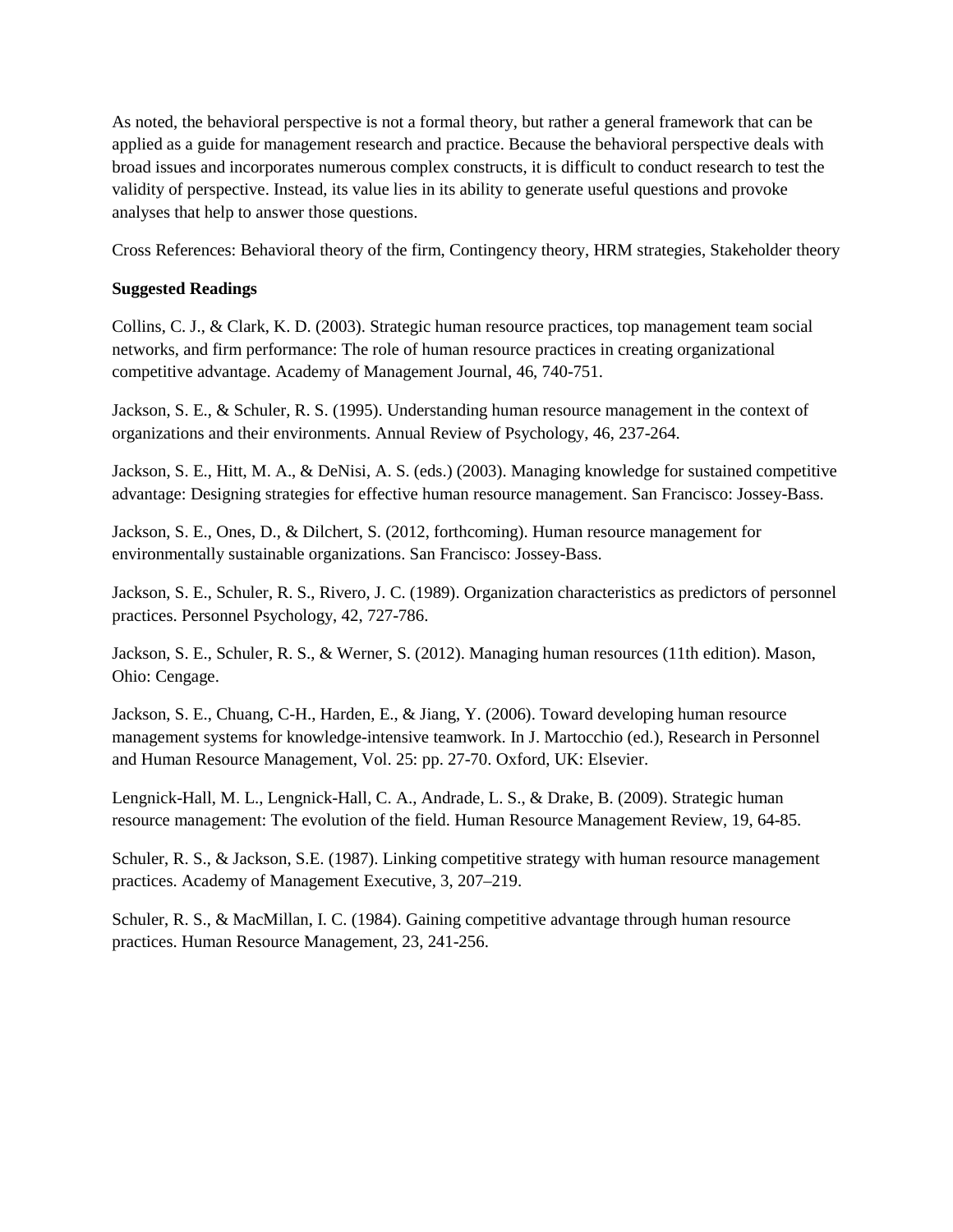As noted, the behavioral perspective is not a formal theory, but rather a general framework that can be applied as a guide for management research and practice. Because the behavioral perspective deals with broad issues and incorporates numerous complex constructs, it is difficult to conduct research to test the validity of perspective. Instead, its value lies in its ability to generate useful questions and provoke analyses that help to answer those questions.

Cross References: Behavioral theory of the firm, Contingency theory, HRM strategies, Stakeholder theory

**Suggested Readings**

Collins, C. J., & Clark, K. D. (2003). Strategic human resource practices, top management team social networks, and firm performance: The role of human resource practices in creating organizational competitive advantage. Academy of Management Journal, 46, 740-751.

Jackson, S. E., & Schuler, R. S. (1995). Understanding human resource management in the context of organizations and their environments. Annual Review of Psychology, 46, 237-264.

Jackson, S. E., Hitt, M. A., & DeNisi, A. S. (eds.) (2003). Managing knowledge for sustained competitive advantage: Designing strategies for effective human resource management. San Francisco: Jossey-Bass.

Jackson, S. E., Ones, D., & Dilchert, S. (2012, forthcoming). Human resource management for environmentally sustainable organizations. San Francisco: Jossey-Bass.

Jackson, S. E., Schuler, R. S., Rivero, J. C. (1989). Organization characteristics as predictors of personnel practices. Personnel Psychology, 42, 727-786.

Jackson, S. E., Schuler, R. S., & Werner, S. (2012). Managing human resources (11th edition). Mason, Ohio: Cengage.

Jackson, S. E., Chuang, C-H., Harden, E., & Jiang, Y. (2006). Toward developing human resource management systems for knowledge-intensive teamwork. In J. Martocchio (ed.), Research in Personnel and Human Resource Management, Vol. 25: pp. 27-70. Oxford, UK: Elsevier.

Lengnick-Hall, M. L., Lengnick-Hall, C. A., Andrade, L. S., & Drake, B. (2009). Strategic human resource management: The evolution of the field. Human Resource Management Review, 19, 64-85.

Schuler, R. S., & Jackson, S.E. (1987). Linking competitive strategy with human resource management practices. Academy of Management Executive, 3, 207–219.

Schuler, R. S., & MacMillan, I. C. (1984). Gaining competitive advantage through human resource practices. Human Resource Management, 23, 241-256.